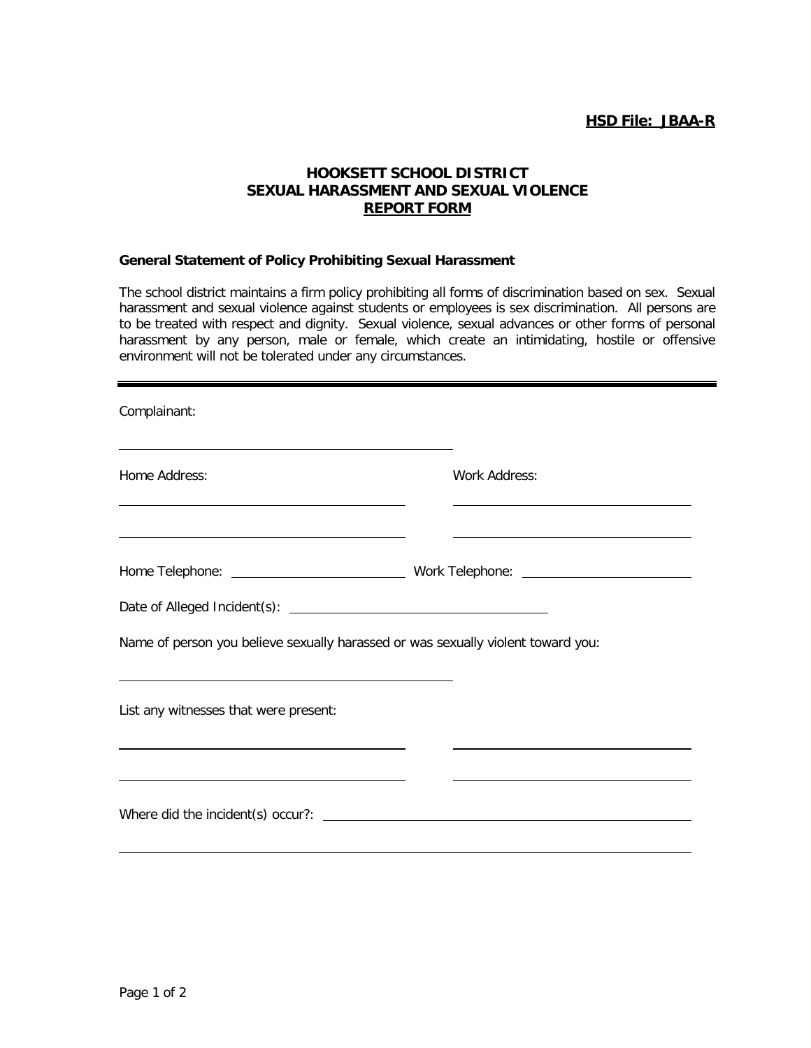**HSD File: JBAA-R**

# HOOKSETT SCHOOL DISTRICT
# SEXUAL HARASSMENT AND SEXUAL VIOLENCE
# REPORT FORM

**General Statement of Policy Prohibiting Sexual Harassment**

The school district maintains a firm policy prohibiting all forms of discrimination based on sex. Sexual harassment and sexual violence against students or employees is sex discrimination. All persons are to be treated with respect and dignity. Sexual violence, sexual advances or other forms of personal harassment by any person, male or female, which create an intimidating, hostile or offensive environment will not be tolerated under any circumstances.

---

Complainant:

______________________________

Home Address: ______________________________

______________________________

Work Address: ______________________________

______________________________

Home Telephone: ____________________ Work Telephone: ____________________

Date of Alleged Incident(s): ______________________________

Name of person you believe sexually harassed or was sexually violent toward you:

______________________________

List any witnesses that were present:

______________________________ ______________________________

______________________________ ______________________________

Where did the incident(s) occur?: ______________________________

______________________________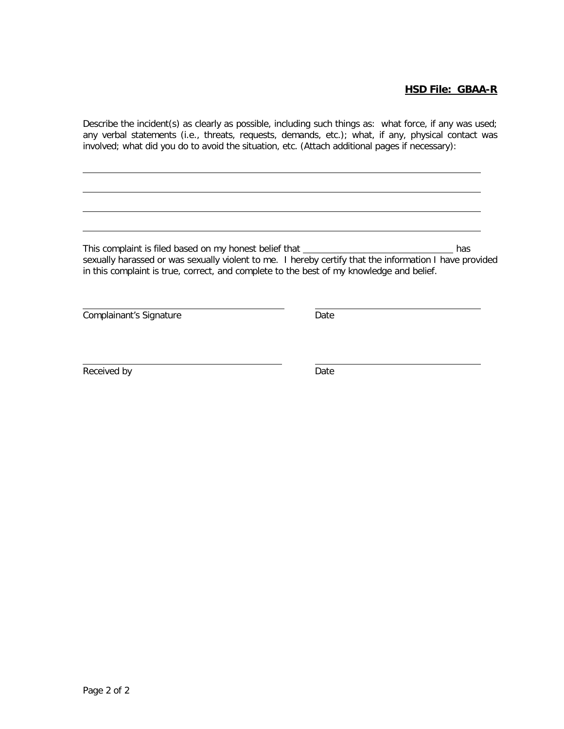**HSD File: GBAA-R**

Describe the incident(s) as clearly as possible, including such things as: what force, if any was used; any verbal statements (i.e., threats, requests, demands, etc.); what, if any, physical contact was involved; what did you do to avoid the situation, etc. (Attach additional pages if necessary):

\_\_\_\_\_\_\_\_\_\_\_\_\_\_\_\_\_\_\_\_\_\_\_\_\_\_\_\_\_\_\_\_\_\_\_\_\_\_\_\_\_\_\_\_\_\_\_\_\_\_\_\_\_\_\_\_\_\_\_\_\_\_\_\_\_\_\_\_\_\_

\_\_\_\_\_\_\_\_\_\_\_\_\_\_\_\_\_\_\_\_\_\_\_\_\_\_\_\_\_\_\_\_\_\_\_\_\_\_\_\_\_\_\_\_\_\_\_\_\_\_\_\_\_\_\_\_\_\_\_\_\_\_\_\_\_\_\_\_\_\_

\_\_\_\_\_\_\_\_\_\_\_\_\_\_\_\_\_\_\_\_\_\_\_\_\_\_\_\_\_\_\_\_\_\_\_\_\_\_\_\_\_\_\_\_\_\_\_\_\_\_\_\_\_\_\_\_\_\_\_\_\_\_\_\_\_\_\_\_\_\_

\_\_\_\_\_\_\_\_\_\_\_\_\_\_\_\_\_\_\_\_\_\_\_\_\_\_\_\_\_\_\_\_\_\_\_\_\_\_\_\_\_\_\_\_\_\_\_\_\_\_\_\_\_\_\_\_\_\_\_\_\_\_\_\_\_\_\_\_\_\_

This complaint is filed based on my honest belief that \_\_\_\_\_\_\_\_\_\_\_\_\_\_\_\_\_\_\_\_\_\_\_\_\_\_\_\_\_\_ has sexually harassed or was sexually violent to me. I hereby certify that the information I have provided in this complaint is true, correct, and complete to the best of my knowledge and belief.

| | |
|---|---|
| \_\_\_\_\_\_\_\_\_\_\_\_\_\_\_\_\_\_\_\_\_\_\_\_\_\_\_\_\_\_ | \_\_\_\_\_\_\_\_\_\_\_\_\_\_\_\_\_\_\_\_\_\_\_\_\_\_ |
| Complainant's Signature | Date |
| \_\_\_\_\_\_\_\_\_\_\_\_\_\_\_\_\_\_\_\_\_\_\_\_\_\_\_\_\_\_ | \_\_\_\_\_\_\_\_\_\_\_\_\_\_\_\_\_\_\_\_\_\_\_\_\_\_ |
| Received by | Date |